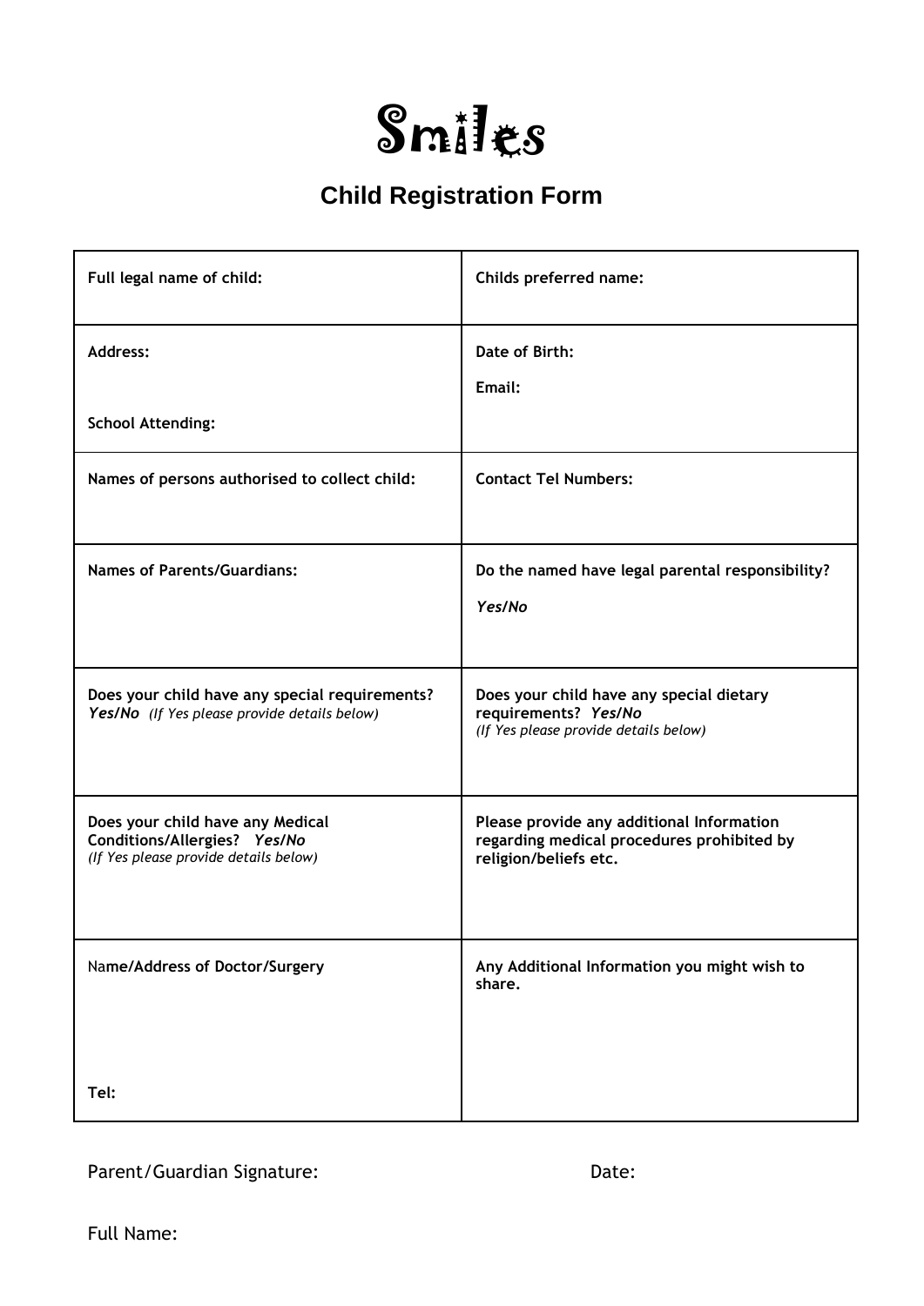# Smiles

## Child Registration Form

| | |
|---|---|
| **Full legal name of child:** | **Childs preferred name:** |
| **Address:**<br><br>**School Attending:** | **Date of Birth:**<br><br>**Email:** |
| **Names of persons authorised to collect child:** | **Contact Tel Numbers:** |
| **Names of Parents/Guardians:** | **Do the named have legal parental responsibility?**<br><br>***Yes/No*** |
| **Does your child have any special requirements?** ***Yes/No*** *(If Yes please provide details below)* | **Does your child have any special dietary requirements?** ***Yes/No***<br>*(If Yes please provide details below)* |
| **Does your child have any Medical Conditions/Allergies?** ***Yes/No***<br>*(If Yes please provide details below)* | **Please provide any additional Information regarding medical procedures prohibited by religion/beliefs etc.** |
| Na**me/Address of Doctor/Surgery**<br><br>**Tel:** | **Any Additional Information you might wish to share.** |

Parent/Guardian Signature: Date:

Full Name: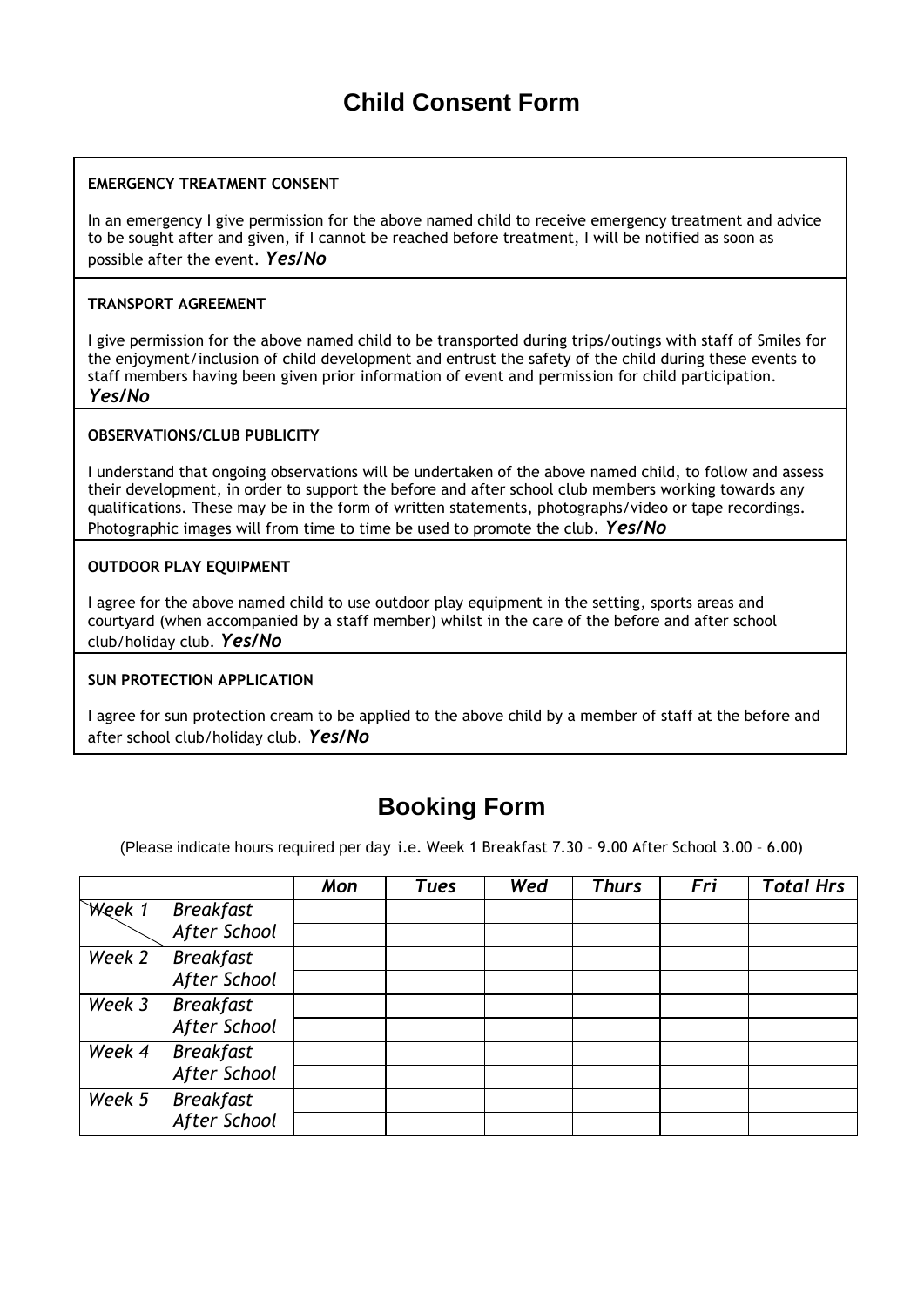# Child Consent Form

**EMERGENCY TREATMENT CONSENT**

In an emergency I give permission for the above named child to receive emergency treatment and advice to be sought after and given, if I cannot be reached before treatment, I will be notified as soon as possible after the event. ***Yes/No***

**TRANSPORT AGREEMENT**

I give permission for the above named child to be transported during trips/outings with staff of Smiles for the enjoyment/inclusion of child development and entrust the safety of the child during these events to staff members having been given prior information of event and permission for child participation. ***Yes/No***

**OBSERVATIONS/CLUB PUBLICITY**

I understand that ongoing observations will be undertaken of the above named child, to follow and assess their development, in order to support the before and after school club members working towards any qualifications. These may be in the form of written statements, photographs/video or tape recordings. Photographic images will from time to time be used to promote the club. ***Yes/No***

**OUTDOOR PLAY EQUIPMENT**

I agree for the above named child to use outdoor play equipment in the setting, sports areas and courtyard (when accompanied by a staff member) whilst in the care of the before and after school club/holiday club. ***Yes/No***

**SUN PROTECTION APPLICATION**

I agree for sun protection cream to be applied to the above child by a member of staff at the before and after school club/holiday club. ***Yes/No***

# Booking Form

(Please indicate hours required per day i.e. Week 1 Breakfast 7.30 – 9.00 After School 3.00 – 6.00)

| | | *Mon* | *Tues* | *Wed* | *Thurs* | *Fri* | *Total Hrs* |
|---|---|---|---|---|---|---|---|
| *Week 1* | *Breakfast* | | | | | | |
| | *After School* | | | | | | |
| *Week 2* | *Breakfast* | | | | | | |
| | *After School* | | | | | | |
| *Week 3* | *Breakfast* | | | | | | |
| | *After School* | | | | | | |
| *Week 4* | *Breakfast* | | | | | | |
| | *After School* | | | | | | |
| *Week 5* | *Breakfast* | | | | | | |
| | *After School* | | | | | | |